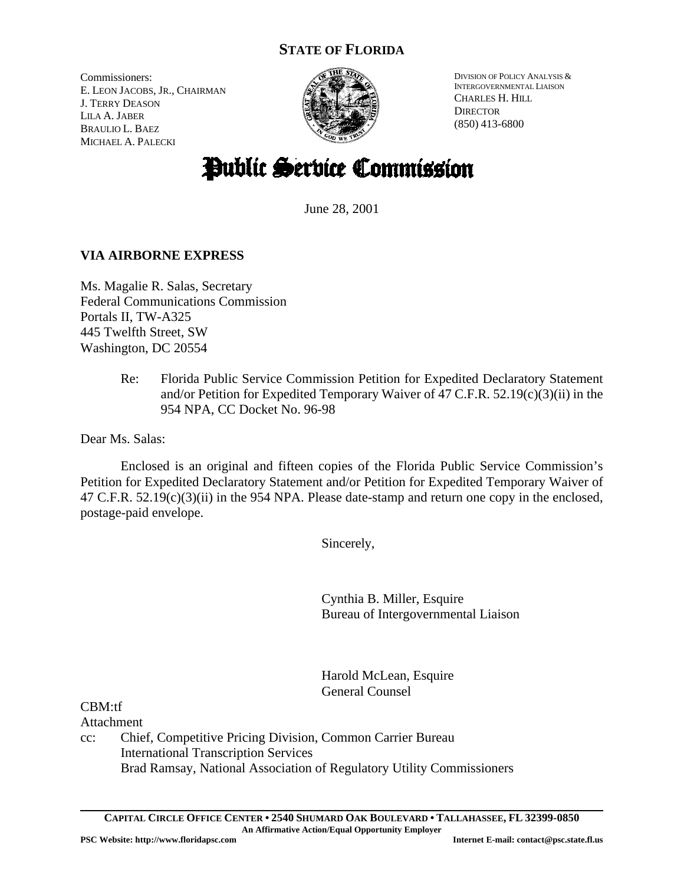# STATE OF FLORIDA

Commissioners:
E. LEON JACOBS, JR., CHAIRMAN
J. TERRY DEASON
LILA A. JABER
BRAULIO L. BAEZ
MICHAEL A. PALECKI

DIVISION OF POLICY ANALYSIS & INTERGOVERNMENTAL LIAISON
CHARLES H. HILL
DIRECTOR
(850) 413-6800

# Public Service Commission

June 28, 2001

**VIA AIRBORNE EXPRESS**

Ms. Magalie R. Salas, Secretary
Federal Communications Commission
Portals II, TW-A325
445 Twelfth Street, SW
Washington, DC 20554

Re: Florida Public Service Commission Petition for Expedited Declaratory Statement and/or Petition for Expedited Temporary Waiver of 47 C.F.R. 52.19(c)(3)(ii) in the 954 NPA, CC Docket No. 96-98

Dear Ms. Salas:

Enclosed is an original and fifteen copies of the Florida Public Service Commission's Petition for Expedited Declaratory Statement and/or Petition for Expedited Temporary Waiver of 47 C.F.R. 52.19(c)(3)(ii) in the 954 NPA. Please date-stamp and return one copy in the enclosed, postage-paid envelope.

Sincerely,

Cynthia B. Miller, Esquire
Bureau of Intergovernmental Liaison

Harold McLean, Esquire
General Counsel

CBM:tf
Attachment
cc: Chief, Competitive Pricing Division, Common Carrier Bureau
International Transcription Services
Brad Ramsay, National Association of Regulatory Utility Commissioners

**CAPITAL CIRCLE OFFICE CENTER • 2540 SHUMARD OAK BOULEVARD • TALLAHASSEE, FL 32399-0850**
**An Affirmative Action/Equal Opportunity Employer**
**PSC Website: http://www.floridapsc.com** **Internet E-mail: contact@psc.state.fl.us**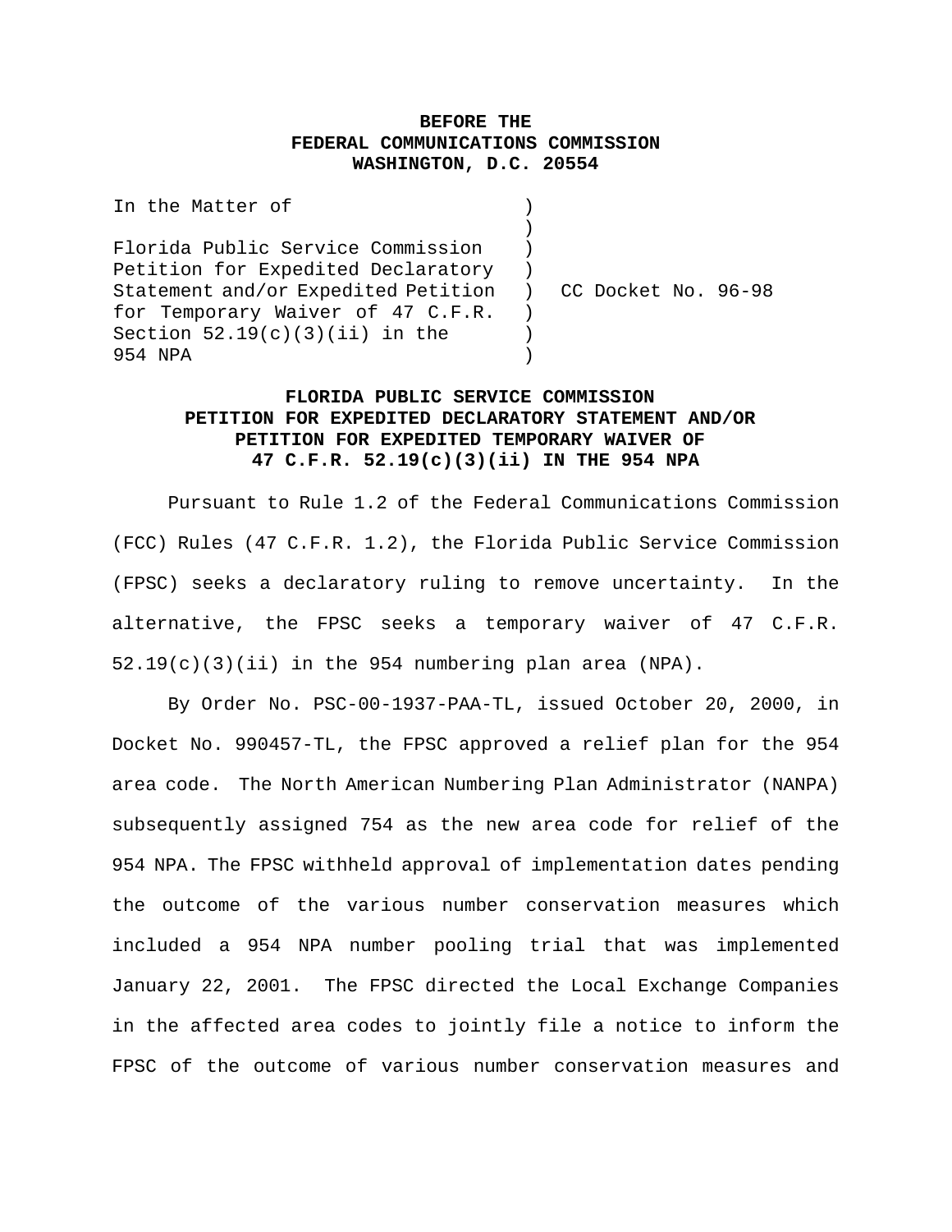**BEFORE THE**
**FEDERAL COMMUNICATIONS COMMISSION**
**WASHINGTON, D.C. 20554**

| | | |
|---|---|---|
| In the Matter of<br><br>Florida Public Service Commission Petition for Expedited Declaratory Statement and/or Expedited Petition for Temporary Waiver of 47 C.F.R. Section 52.19(c)(3)(ii) in the 954 NPA | ) | CC Docket No. 96-98 |

**FLORIDA PUBLIC SERVICE COMMISSION**
**PETITION FOR EXPEDITED DECLARATORY STATEMENT AND/OR**
**PETITION FOR EXPEDITED TEMPORARY WAIVER OF**
**47 C.F.R. 52.19(c)(3)(ii) IN THE 954 NPA**

Pursuant to Rule 1.2 of the Federal Communications Commission (FCC) Rules (47 C.F.R. 1.2), the Florida Public Service Commission (FPSC) seeks a declaratory ruling to remove uncertainty. In the alternative, the FPSC seeks a temporary waiver of 47 C.F.R. 52.19(c)(3)(ii) in the 954 numbering plan area (NPA).

By Order No. PSC-00-1937-PAA-TL, issued October 20, 2000, in Docket No. 990457-TL, the FPSC approved a relief plan for the 954 area code. The North American Numbering Plan Administrator (NANPA) subsequently assigned 754 as the new area code for relief of the 954 NPA. The FPSC withheld approval of implementation dates pending the outcome of the various number conservation measures which included a 954 NPA number pooling trial that was implemented January 22, 2001. The FPSC directed the Local Exchange Companies in the affected area codes to jointly file a notice to inform the FPSC of the outcome of various number conservation measures and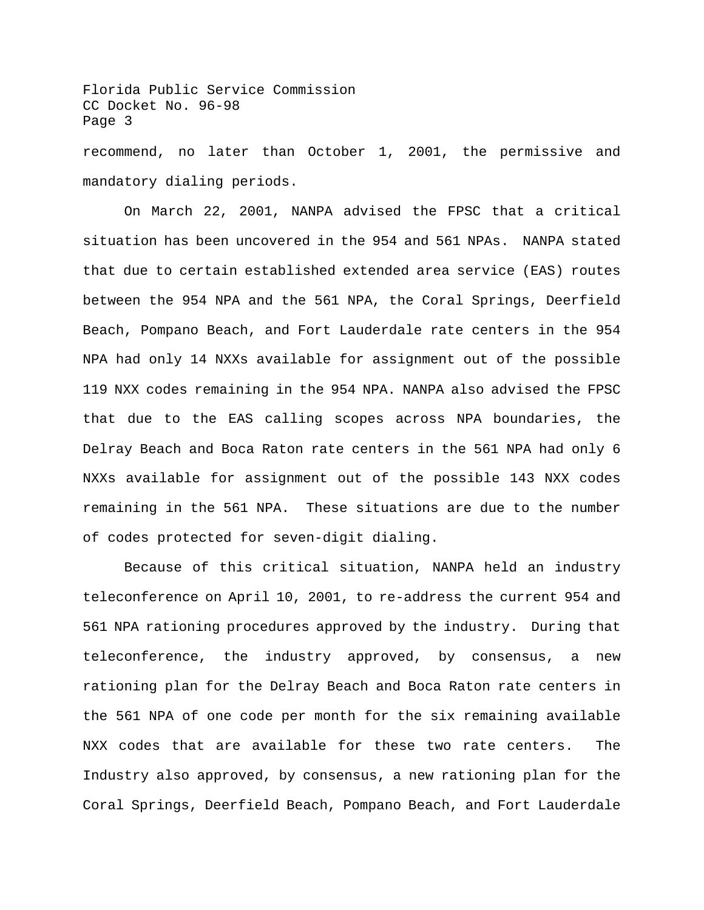recommend, no later than October 1, 2001, the permissive and mandatory dialing periods.

On March 22, 2001, NANPA advised the FPSC that a critical situation has been uncovered in the 954 and 561 NPAs. NANPA stated that due to certain established extended area service (EAS) routes between the 954 NPA and the 561 NPA, the Coral Springs, Deerfield Beach, Pompano Beach, and Fort Lauderdale rate centers in the 954 NPA had only 14 NXXs available for assignment out of the possible 119 NXX codes remaining in the 954 NPA. NANPA also advised the FPSC that due to the EAS calling scopes across NPA boundaries, the Delray Beach and Boca Raton rate centers in the 561 NPA had only 6 NXXs available for assignment out of the possible 143 NXX codes remaining in the 561 NPA. These situations are due to the number of codes protected for seven-digit dialing.

Because of this critical situation, NANPA held an industry teleconference on April 10, 2001, to re-address the current 954 and 561 NPA rationing procedures approved by the industry. During that teleconference, the industry approved, by consensus, a new rationing plan for the Delray Beach and Boca Raton rate centers in the 561 NPA of one code per month for the six remaining available NXX codes that are available for these two rate centers. The Industry also approved, by consensus, a new rationing plan for the Coral Springs, Deerfield Beach, Pompano Beach, and Fort Lauderdale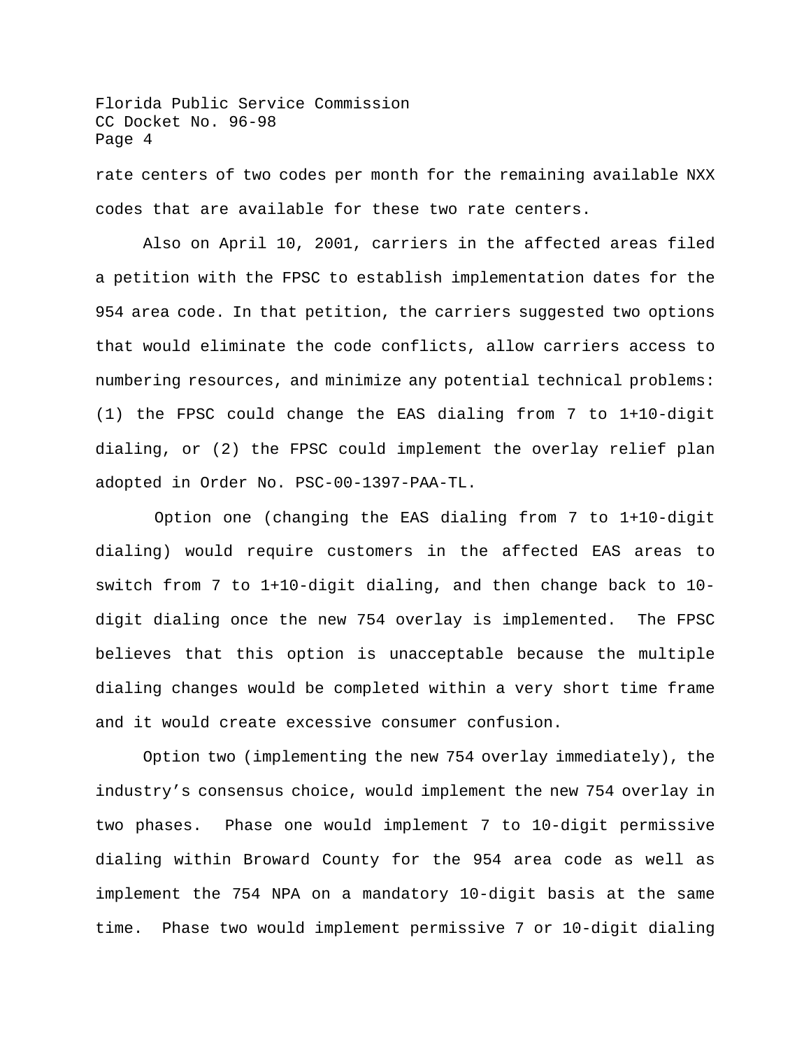rate centers of two codes per month for the remaining available NXX codes that are available for these two rate centers.

Also on April 10, 2001, carriers in the affected areas filed a petition with the FPSC to establish implementation dates for the 954 area code. In that petition, the carriers suggested two options that would eliminate the code conflicts, allow carriers access to numbering resources, and minimize any potential technical problems: (1) the FPSC could change the EAS dialing from 7 to 1+10-digit dialing, or (2) the FPSC could implement the overlay relief plan adopted in Order No. PSC-00-1397-PAA-TL.

Option one (changing the EAS dialing from 7 to 1+10-digit dialing) would require customers in the affected EAS areas to switch from 7 to 1+10-digit dialing, and then change back to 10-digit dialing once the new 754 overlay is implemented. The FPSC believes that this option is unacceptable because the multiple dialing changes would be completed within a very short time frame and it would create excessive consumer confusion.

Option two (implementing the new 754 overlay immediately), the industry's consensus choice, would implement the new 754 overlay in two phases. Phase one would implement 7 to 10-digit permissive dialing within Broward County for the 954 area code as well as implement the 754 NPA on a mandatory 10-digit basis at the same time. Phase two would implement permissive 7 or 10-digit dialing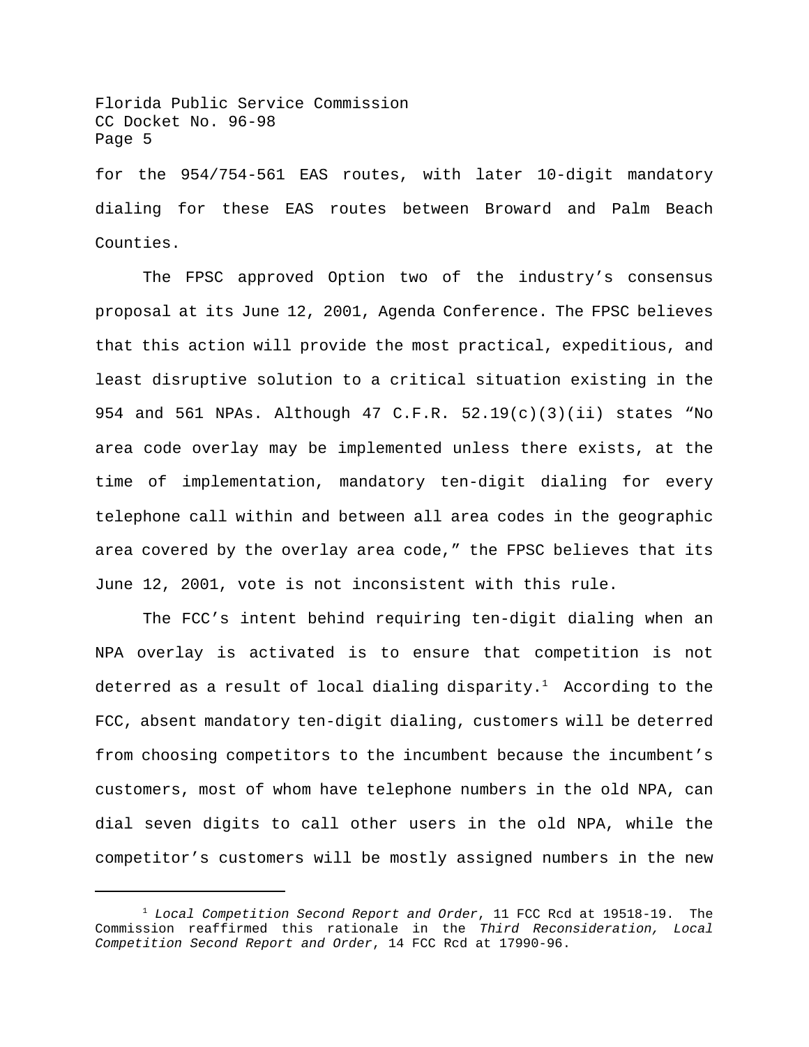for the 954/754-561 EAS routes, with later 10-digit mandatory dialing for these EAS routes between Broward and Palm Beach Counties.

The FPSC approved Option two of the industry's consensus proposal at its June 12, 2001, Agenda Conference. The FPSC believes that this action will provide the most practical, expeditious, and least disruptive solution to a critical situation existing in the 954 and 561 NPAs. Although 47 C.F.R. 52.19(c)(3)(ii) states "No area code overlay may be implemented unless there exists, at the time of implementation, mandatory ten-digit dialing for every telephone call within and between all area codes in the geographic area covered by the overlay area code," the FPSC believes that its June 12, 2001, vote is not inconsistent with this rule.

The FCC's intent behind requiring ten-digit dialing when an NPA overlay is activated is to ensure that competition is not deterred as a result of local dialing disparity.[1] According to the FCC, absent mandatory ten-digit dialing, customers will be deterred from choosing competitors to the incumbent because the incumbent's customers, most of whom have telephone numbers in the old NPA, can dial seven digits to call other users in the old NPA, while the competitor's customers will be mostly assigned numbers in the new

---

[1] *Local Competition Second Report and Order*, 11 FCC Rcd at 19518-19. The Commission reaffirmed this rationale in the *Third Reconsideration, Local Competition Second Report and Order*, 14 FCC Rcd at 17990-96.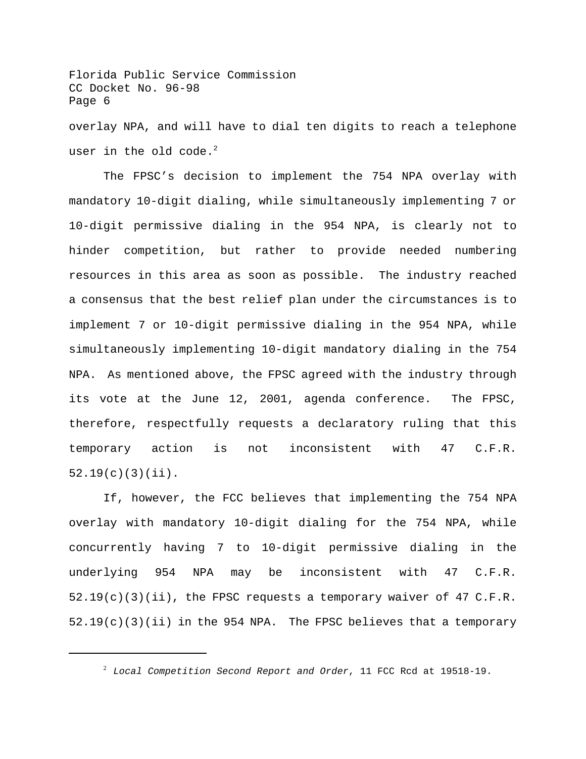overlay NPA, and will have to dial ten digits to reach a telephone user in the old code.[2]

The FPSC's decision to implement the 754 NPA overlay with mandatory 10-digit dialing, while simultaneously implementing 7 or 10-digit permissive dialing in the 954 NPA, is clearly not to hinder competition, but rather to provide needed numbering resources in this area as soon as possible. The industry reached a consensus that the best relief plan under the circumstances is to implement 7 or 10-digit permissive dialing in the 954 NPA, while simultaneously implementing 10-digit mandatory dialing in the 754 NPA. As mentioned above, the FPSC agreed with the industry through its vote at the June 12, 2001, agenda conference. The FPSC, therefore, respectfully requests a declaratory ruling that this temporary action is not inconsistent with 47 C.F.R. 52.19(c)(3)(ii).

If, however, the FCC believes that implementing the 754 NPA overlay with mandatory 10-digit dialing for the 754 NPA, while concurrently having 7 to 10-digit permissive dialing in the underlying 954 NPA may be inconsistent with 47 C.F.R. 52.19(c)(3)(ii), the FPSC requests a temporary waiver of 47 C.F.R. 52.19(c)(3)(ii) in the 954 NPA. The FPSC believes that a temporary

---

[2] *Local Competition Second Report and Order*, 11 FCC Rcd at 19518-19.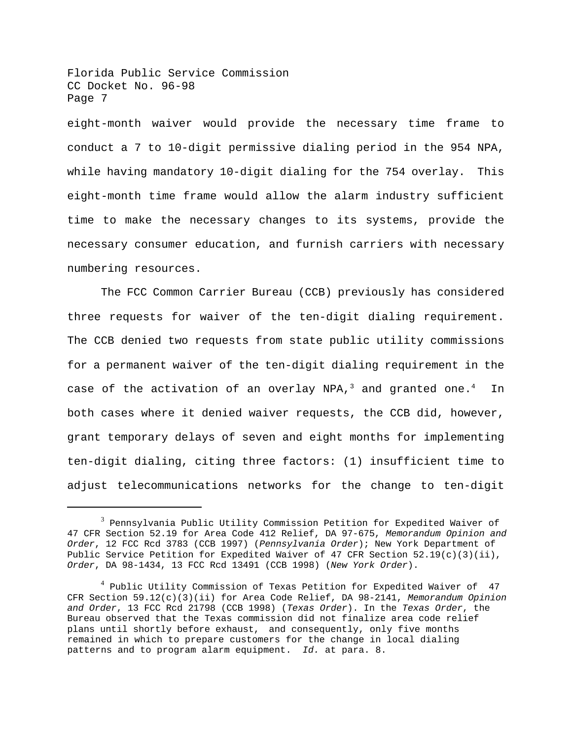eight-month waiver would provide the necessary time frame to conduct a 7 to 10-digit permissive dialing period in the 954 NPA, while having mandatory 10-digit dialing for the 754 overlay. This eight-month time frame would allow the alarm industry sufficient time to make the necessary changes to its systems, provide the necessary consumer education, and furnish carriers with necessary numbering resources.

The FCC Common Carrier Bureau (CCB) previously has considered three requests for waiver of the ten-digit dialing requirement. The CCB denied two requests from state public utility commissions for a permanent waiver of the ten-digit dialing requirement in the case of the activation of an overlay NPA,[3] and granted one.[4] In both cases where it denied waiver requests, the CCB did, however, grant temporary delays of seven and eight months for implementing ten-digit dialing, citing three factors: (1) insufficient time to adjust telecommunications networks for the change to ten-digit

---

[3] Pennsylvania Public Utility Commission Petition for Expedited Waiver of 47 CFR Section 52.19 for Area Code 412 Relief, DA 97-675, *Memorandum Opinion and Order*, 12 FCC Rcd 3783 (CCB 1997) (*Pennsylvania Order*); New York Department of Public Service Petition for Expedited Waiver of 47 CFR Section 52.19(c)(3)(ii), *Order*, DA 98-1434, 13 FCC Rcd 13491 (CCB 1998) (*New York Order*).

[4] Public Utility Commission of Texas Petition for Expedited Waiver of 47 CFR Section 59.12(c)(3)(ii) for Area Code Relief, DA 98-2141, *Memorandum Opinion and Order*, 13 FCC Rcd 21798 (CCB 1998) (*Texas Order*). In the *Texas Order*, the Bureau observed that the Texas commission did not finalize area code relief plans until shortly before exhaust, and consequently, only five months remained in which to prepare customers for the change in local dialing patterns and to program alarm equipment. *Id.* at para. 8.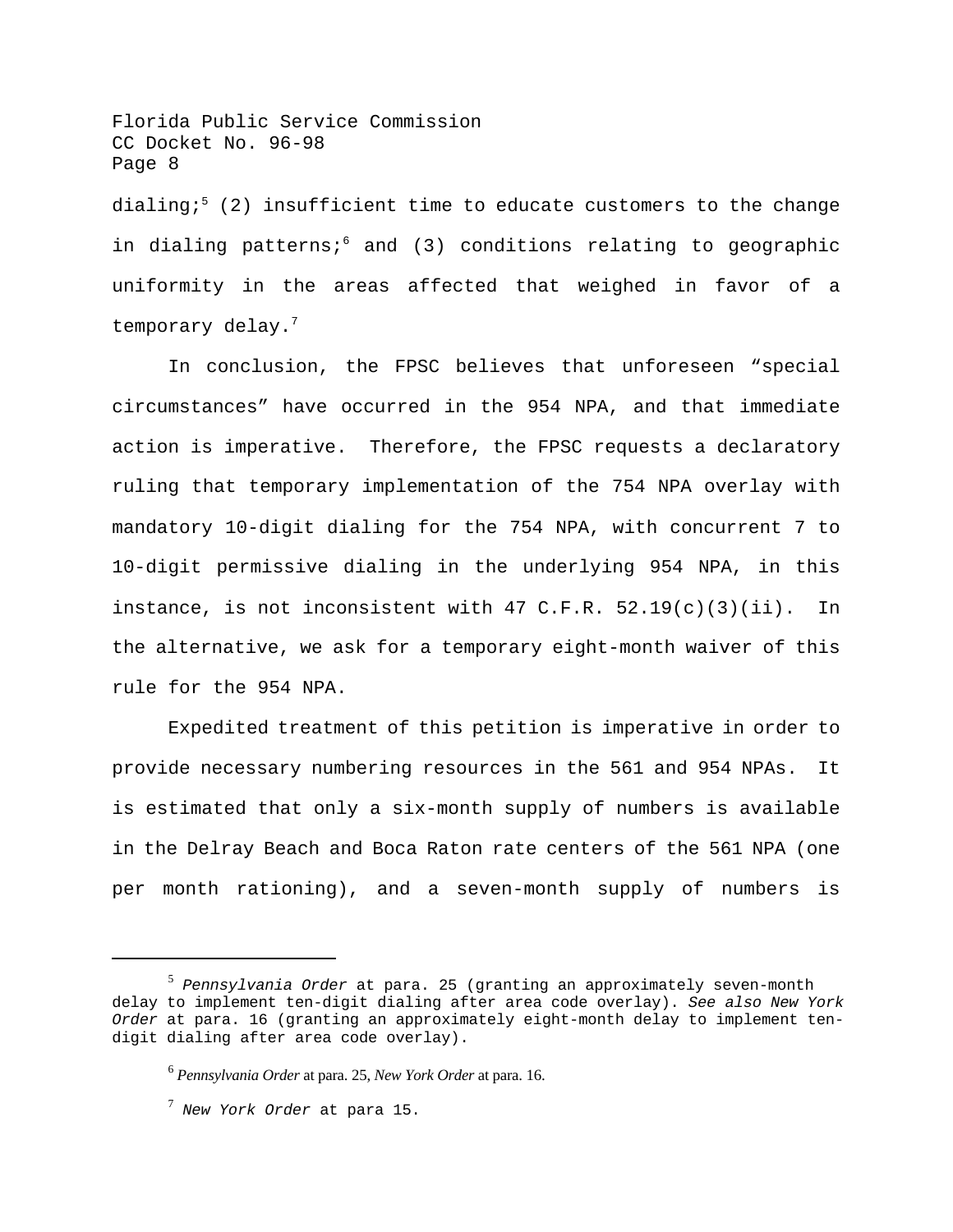dialing;[5] (2) insufficient time to educate customers to the change in dialing patterns;[6] and (3) conditions relating to geographic uniformity in the areas affected that weighed in favor of a temporary delay.[7]

In conclusion, the FPSC believes that unforeseen "special circumstances" have occurred in the 954 NPA, and that immediate action is imperative. Therefore, the FPSC requests a declaratory ruling that temporary implementation of the 754 NPA overlay with mandatory 10-digit dialing for the 754 NPA, with concurrent 7 to 10-digit permissive dialing in the underlying 954 NPA, in this instance, is not inconsistent with 47 C.F.R. 52.19(c)(3)(ii). In the alternative, we ask for a temporary eight-month waiver of this rule for the 954 NPA.

Expedited treatment of this petition is imperative in order to provide necessary numbering resources in the 561 and 954 NPAs. It is estimated that only a six-month supply of numbers is available in the Delray Beach and Boca Raton rate centers of the 561 NPA (one per month rationing), and a seven-month supply of numbers is

---

[5] *Pennsylvania Order* at para. 25 (granting an approximately seven-month delay to implement ten-digit dialing after area code overlay). *See also New York Order* at para. 16 (granting an approximately eight-month delay to implement ten-digit dialing after area code overlay).

[6] *Pennsylvania Order* at para. 25, *New York Order* at para. 16.

[7] *New York Order* at para 15.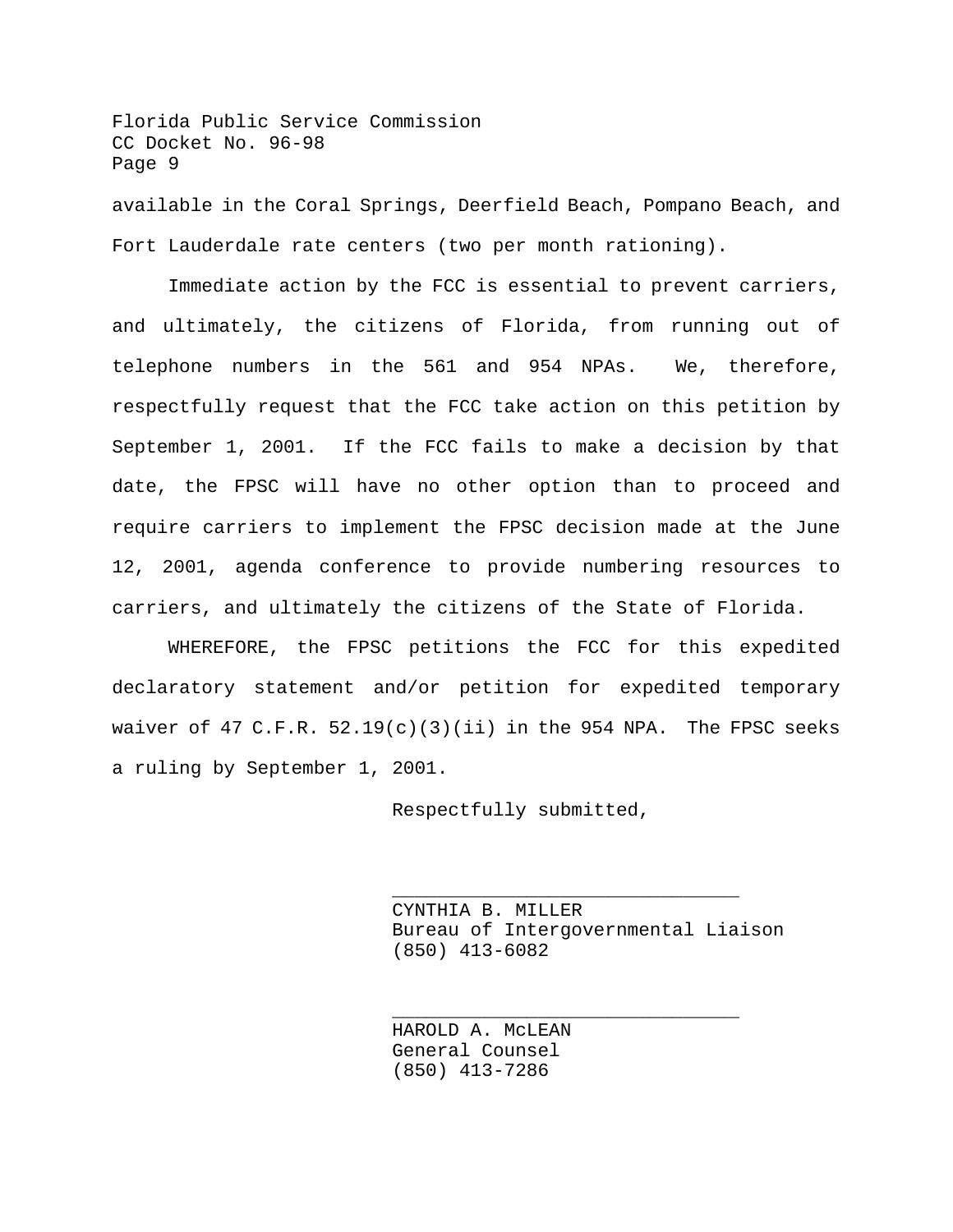available in the Coral Springs, Deerfield Beach, Pompano Beach, and Fort Lauderdale rate centers (two per month rationing).

Immediate action by the FCC is essential to prevent carriers, and ultimately, the citizens of Florida, from running out of telephone numbers in the 561 and 954 NPAs. We, therefore, respectfully request that the FCC take action on this petition by September 1, 2001. If the FCC fails to make a decision by that date, the FPSC will have no other option than to proceed and require carriers to implement the FPSC decision made at the June 12, 2001, agenda conference to provide numbering resources to carriers, and ultimately the citizens of the State of Florida.

WHEREFORE, the FPSC petitions the FCC for this expedited declaratory statement and/or petition for expedited temporary waiver of 47 C.F.R. 52.19(c)(3)(ii) in the 954 NPA. The FPSC seeks a ruling by September 1, 2001.

Respectfully submitted,

\_\_\_\_\_\_\_\_\_\_\_\_\_\_\_\_\_\_\_\_\_\_\_\_\_\_\_\_\_\_\_

CYNTHIA B. MILLER
Bureau of Intergovernmental Liaison
(850) 413-6082

\_\_\_\_\_\_\_\_\_\_\_\_\_\_\_\_\_\_\_\_\_\_\_\_\_\_\_\_\_\_\_

HAROLD A. McLEAN
General Counsel
(850) 413-7286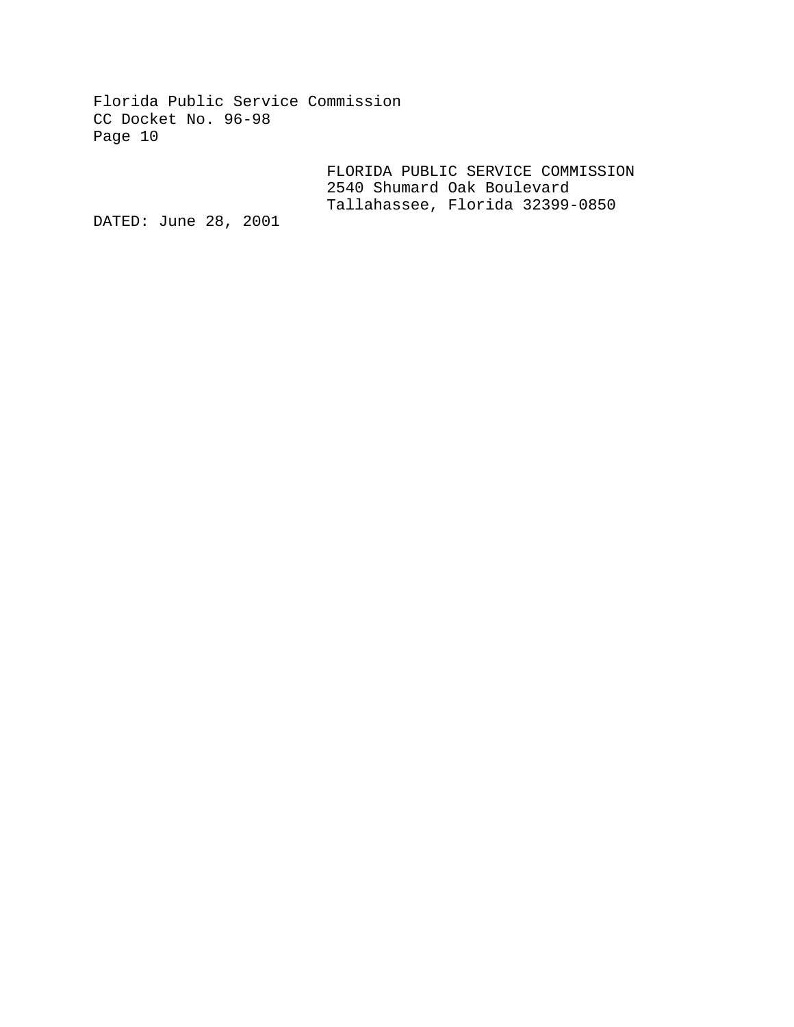FLORIDA PUBLIC SERVICE COMMISSION
2540 Shumard Oak Boulevard
Tallahassee, Florida 32399-0850

DATED: June 28, 2001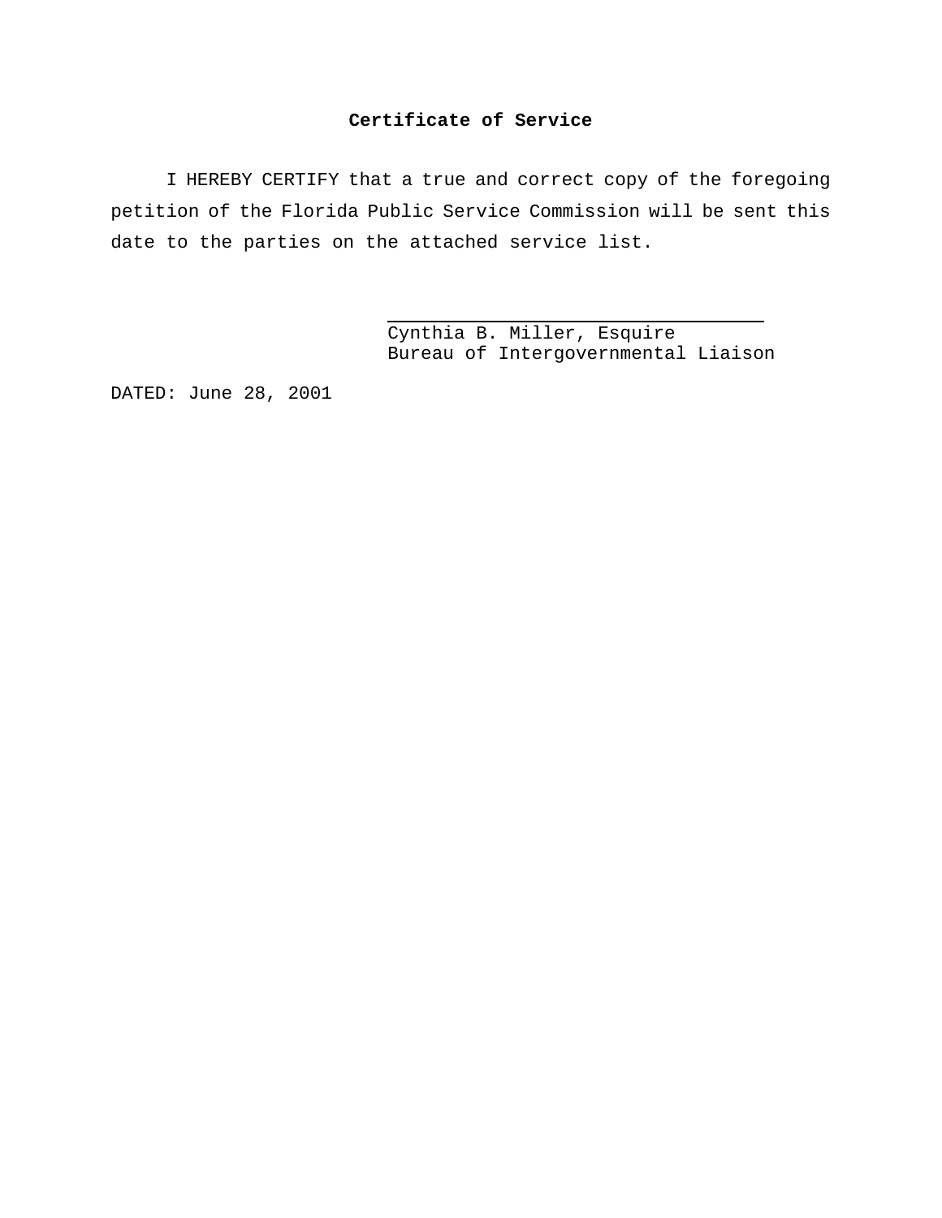**Certificate of Service**

I HEREBY CERTIFY that a true and correct copy of the foregoing petition of the Florida Public Service Commission will be sent this date to the parties on the attached service list.

\_\_\_\_\_\_\_\_\_\_\_\_\_\_\_\_\_\_\_\_\_\_\_\_\_\_\_\_\_\_\_\_\_\_\_\_
Cynthia B. Miller, Esquire
Bureau of Intergovernmental Liaison

DATED: June 28, 2001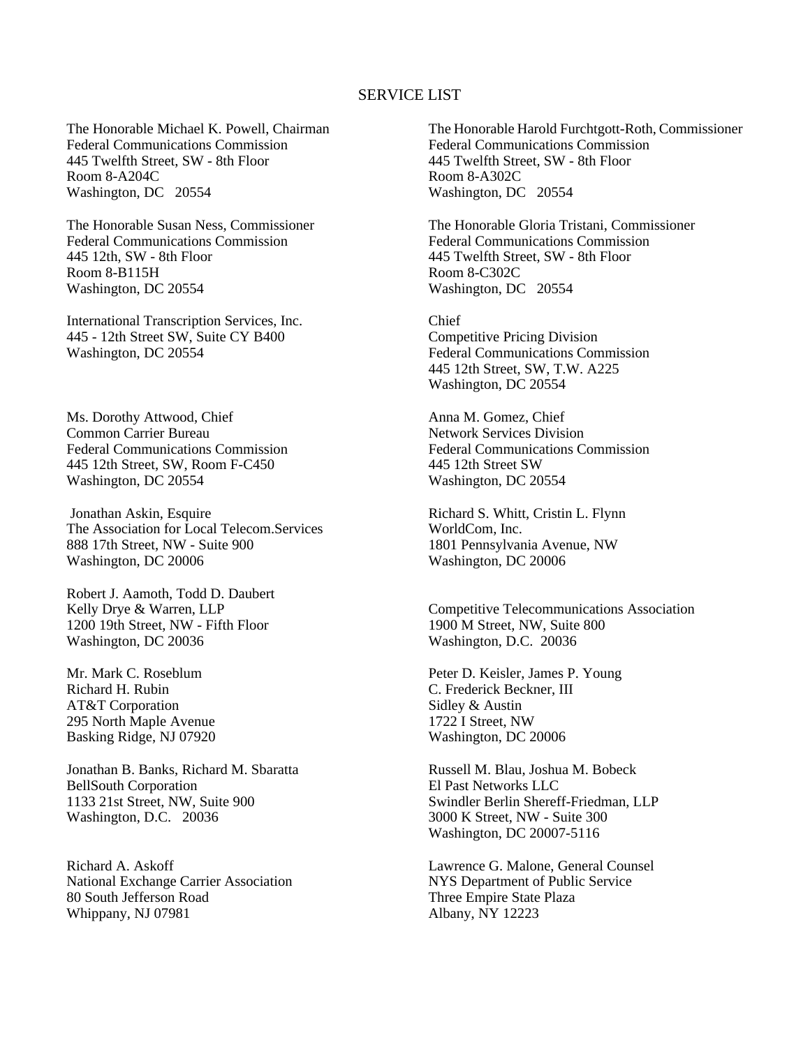# SERVICE LIST

The Honorable Michael K. Powell, Chairman
Federal Communications Commission
445 Twelfth Street, SW - 8th Floor
Room 8-A204C
Washington, DC 20554

The Honorable Harold Furchtgott-Roth, Commissioner
Federal Communications Commission
445 Twelfth Street, SW - 8th Floor
Room 8-A302C
Washington, DC 20554

The Honorable Susan Ness, Commissioner
Federal Communications Commission
445 12th, SW - 8th Floor
Room 8-B115H
Washington, DC 20554

The Honorable Gloria Tristani, Commissioner
Federal Communications Commission
445 Twelfth Street, SW - 8th Floor
Room 8-C302C
Washington, DC 20554

International Transcription Services, Inc.
445 - 12th Street SW, Suite CY B400
Washington, DC 20554

Chief
Competitive Pricing Division
Federal Communications Commission
445 12th Street, SW, T.W. A225
Washington, DC 20554

Ms. Dorothy Attwood, Chief
Common Carrier Bureau
Federal Communications Commission
445 12th Street, SW, Room F-C450
Washington, DC 20554

Anna M. Gomez, Chief
Network Services Division
Federal Communications Commission
445 12th Street SW
Washington, DC 20554

Jonathan Askin, Esquire
The Association for Local Telecom.Services
888 17th Street, NW - Suite 900
Washington, DC 20006

Richard S. Whitt, Cristin L. Flynn
WorldCom, Inc.
1801 Pennsylvania Avenue, NW
Washington, DC 20006

Robert J. Aamoth, Todd D. Daubert
Kelly Drye & Warren, LLP
1200 19th Street, NW - Fifth Floor
Washington, DC 20036

Competitive Telecommunications Association
1900 M Street, NW, Suite 800
Washington, D.C. 20036

Mr. Mark C. Roseblum
Richard H. Rubin
AT&T Corporation
295 North Maple Avenue
Basking Ridge, NJ 07920

Peter D. Keisler, James P. Young
C. Frederick Beckner, III
Sidley & Austin
1722 I Street, NW
Washington, DC 20006

Jonathan B. Banks, Richard M. Sbaratta
BellSouth Corporation
1133 21st Street, NW, Suite 900
Washington, D.C. 20036

Russell M. Blau, Joshua M. Bobeck
El Past Networks LLC
Swindler Berlin Shereff-Friedman, LLP
3000 K Street, NW - Suite 300
Washington, DC 20007-5116

Richard A. Askoff
National Exchange Carrier Association
80 South Jefferson Road
Whippany, NJ 07981

Lawrence G. Malone, General Counsel
NYS Department of Public Service
Three Empire State Plaza
Albany, NY 12223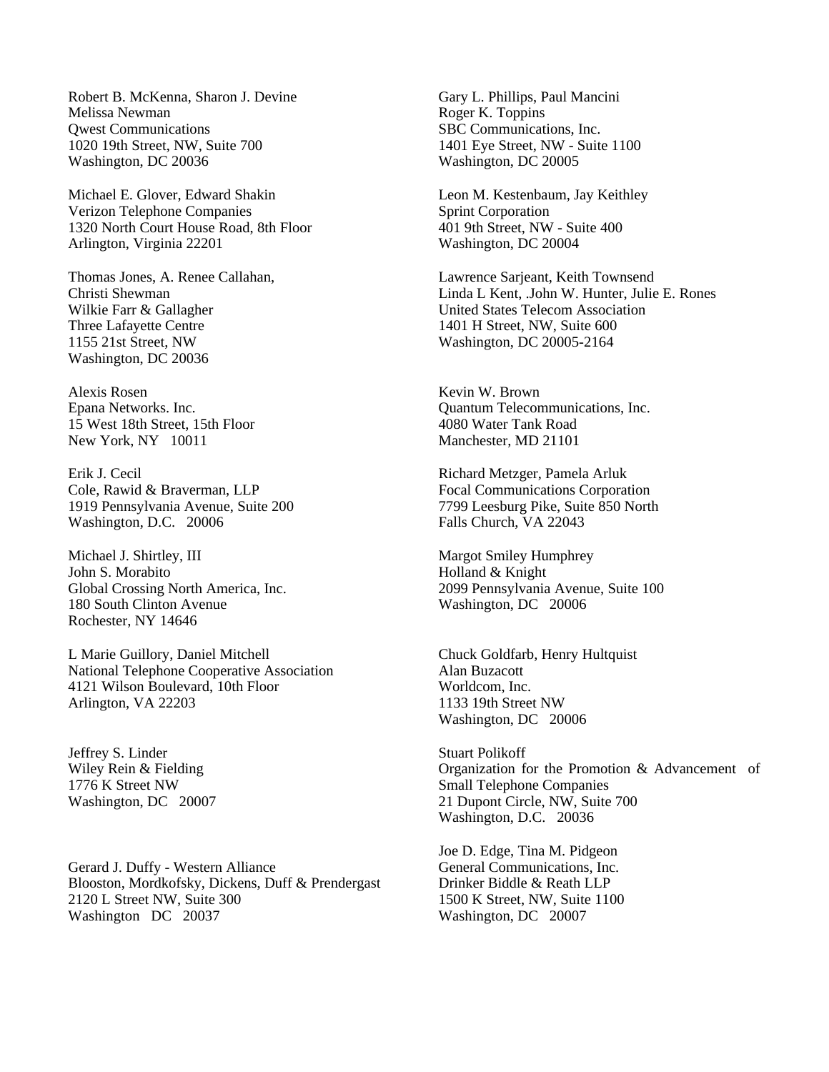Robert B. McKenna, Sharon J. Devine
Melissa Newman
Qwest Communications
1020 19th Street, NW, Suite 700
Washington, DC 20036

Michael E. Glover, Edward Shakin
Verizon Telephone Companies
1320 North Court House Road, 8th Floor
Arlington, Virginia 22201

Thomas Jones, A. Renee Callahan,
Christi Shewman
Wilkie Farr & Gallagher
Three Lafayette Centre
1155 21st Street, NW
Washington, DC 20036

Alexis Rosen
Epana Networks. Inc.
15 West 18th Street, 15th Floor
New York, NY 10011

Erik J. Cecil
Cole, Rawid & Braverman, LLP
1919 Pennsylvania Avenue, Suite 200
Washington, D.C. 20006

Michael J. Shirtley, III
John S. Morabito
Global Crossing North America, Inc.
180 South Clinton Avenue
Rochester, NY 14646

L Marie Guillory, Daniel Mitchell
National Telephone Cooperative Association
4121 Wilson Boulevard, 10th Floor
Arlington, VA 22203

Jeffrey S. Linder
Wiley Rein & Fielding
1776 K Street NW
Washington, DC 20007

Gerard J. Duffy - Western Alliance
Blooston, Mordkofsky, Dickens, Duff & Prendergast
2120 L Street NW, Suite 300
Washington DC 20037

Gary L. Phillips, Paul Mancini
Roger K. Toppins
SBC Communications, Inc.
1401 Eye Street, NW - Suite 1100
Washington, DC 20005

Leon M. Kestenbaum, Jay Keithley
Sprint Corporation
401 9th Street, NW - Suite 400
Washington, DC 20004

Lawrence Sarjeant, Keith Townsend
Linda L Kent, .John W. Hunter, Julie E. Rones
United States Telecom Association
1401 H Street, NW, Suite 600
Washington, DC 20005-2164

Kevin W. Brown
Quantum Telecommunications, Inc.
4080 Water Tank Road
Manchester, MD 21101

Richard Metzger, Pamela Arluk
Focal Communications Corporation
7799 Leesburg Pike, Suite 850 North
Falls Church, VA 22043

Margot Smiley Humphrey
Holland & Knight
2099 Pennsylvania Avenue, Suite 100
Washington, DC 20006

Chuck Goldfarb, Henry Hultquist
Alan Buzacott
Worldcom, Inc.
1133 19th Street NW
Washington, DC 20006

Stuart Polikoff
Organization for the Promotion & Advancement of Small Telephone Companies
21 Dupont Circle, NW, Suite 700
Washington, D.C. 20036

Joe D. Edge, Tina M. Pidgeon
General Communications, Inc.
Drinker Biddle & Reath LLP
1500 K Street, NW, Suite 1100
Washington, DC 20007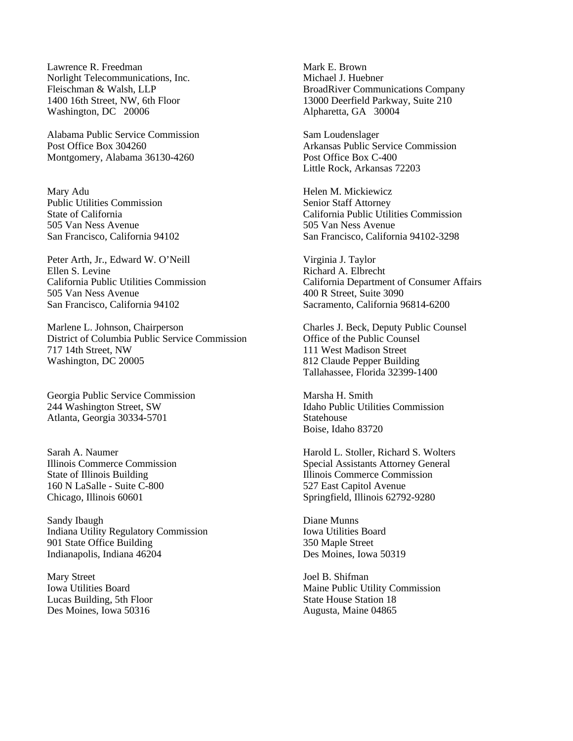Lawrence R. Freedman
Norlight Telecommunications, Inc.
Fleischman & Walsh, LLP
1400 16th Street, NW, 6th Floor
Washington, DC 20006

Mark E. Brown
Michael J. Huebner
BroadRiver Communications Company
13000 Deerfield Parkway, Suite 210
Alpharetta, GA 30004

Alabama Public Service Commission
Post Office Box 304260
Montgomery, Alabama 36130-4260

Sam Loudenslager
Arkansas Public Service Commission
Post Office Box C-400
Little Rock, Arkansas 72203

Mary Adu
Public Utilities Commission
State of California
505 Van Ness Avenue
San Francisco, California 94102

Helen M. Mickiewicz
Senior Staff Attorney
California Public Utilities Commission
505 Van Ness Avenue
San Francisco, California 94102-3298

Peter Arth, Jr., Edward W. O'Neill
Ellen S. Levine
California Public Utilities Commission
505 Van Ness Avenue
San Francisco, California 94102

Virginia J. Taylor
Richard A. Elbrecht
California Department of Consumer Affairs
400 R Street, Suite 3090
Sacramento, California 96814-6200

Marlene L. Johnson, Chairperson
District of Columbia Public Service Commission
717 14th Street, NW
Washington, DC 20005

Charles J. Beck, Deputy Public Counsel
Office of the Public Counsel
111 West Madison Street
812 Claude Pepper Building
Tallahassee, Florida 32399-1400

Georgia Public Service Commission
244 Washington Street, SW
Atlanta, Georgia 30334-5701

Marsha H. Smith
Idaho Public Utilities Commission
Statehouse
Boise, Idaho 83720

Sarah A. Naumer
Illinois Commerce Commission
State of Illinois Building
160 N LaSalle - Suite C-800
Chicago, Illinois 60601

Harold L. Stoller, Richard S. Wolters
Special Assistants Attorney General
Illinois Commerce Commission
527 East Capitol Avenue
Springfield, Illinois 62792-9280

Sandy Ibaugh
Indiana Utility Regulatory Commission
901 State Office Building
Indianapolis, Indiana 46204

Diane Munns
Iowa Utilities Board
350 Maple Street
Des Moines, Iowa 50319

Mary Street
Iowa Utilities Board
Lucas Building, 5th Floor
Des Moines, Iowa 50316

Joel B. Shifman
Maine Public Utility Commission
State House Station 18
Augusta, Maine 04865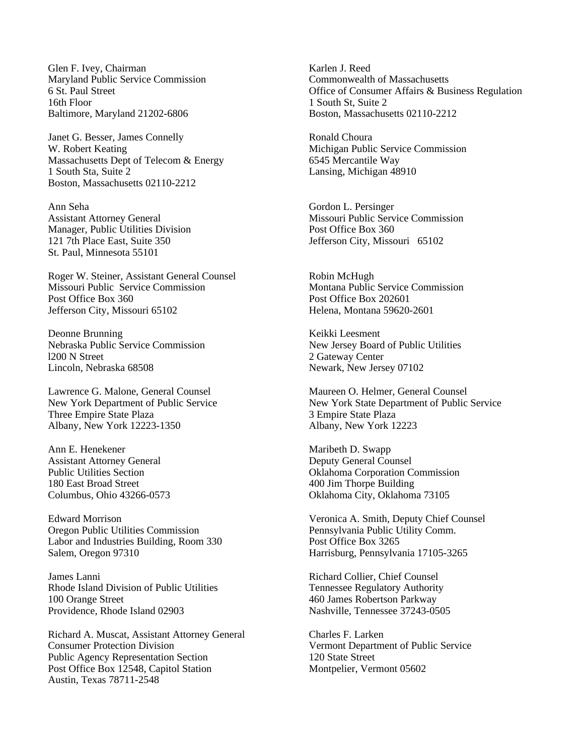Glen F. Ivey, Chairman
Maryland Public Service Commission
6 St. Paul Street
16th Floor
Baltimore, Maryland 21202-6806

Karlen J. Reed
Commonwealth of Massachusetts
Office of Consumer Affairs & Business Regulation
1 South St, Suite 2
Boston, Massachusetts 02110-2212

Janet G. Besser, James Connelly
W. Robert Keating
Massachusetts Dept of Telecom & Energy
1 South Sta, Suite 2
Boston, Massachusetts 02110-2212

Ronald Choura
Michigan Public Service Commission
6545 Mercantile Way
Lansing, Michigan 48910

Ann Seha
Assistant Attorney General
Manager, Public Utilities Division
121 7th Place East, Suite 350
St. Paul, Minnesota 55101

Gordon L. Persinger
Missouri Public Service Commission
Post Office Box 360
Jefferson City, Missouri 65102

Roger W. Steiner, Assistant General Counsel
Missouri Public Service Commission
Post Office Box 360
Jefferson City, Missouri 65102

Robin McHugh
Montana Public Service Commission
Post Office Box 202601
Helena, Montana 59620-2601

Deonne Brunning
Nebraska Public Service Commission
l200 N Street
Lincoln, Nebraska 68508

Keikki Leesment
New Jersey Board of Public Utilities
2 Gateway Center
Newark, New Jersey 07102

Lawrence G. Malone, General Counsel
New York Department of Public Service
Three Empire State Plaza
Albany, New York 12223-1350

Maureen O. Helmer, General Counsel
New York State Department of Public Service
3 Empire State Plaza
Albany, New York 12223

Ann E. Henekener
Assistant Attorney General
Public Utilities Section
180 East Broad Street
Columbus, Ohio 43266-0573

Maribeth D. Swapp
Deputy General Counsel
Oklahoma Corporation Commission
400 Jim Thorpe Building
Oklahoma City, Oklahoma 73105

Edward Morrison
Oregon Public Utilities Commission
Labor and Industries Building, Room 330
Salem, Oregon 97310

Veronica A. Smith, Deputy Chief Counsel
Pennsylvania Public Utility Comm.
Post Office Box 3265
Harrisburg, Pennsylvania 17105-3265

James Lanni
Rhode Island Division of Public Utilities
100 Orange Street
Providence, Rhode Island 02903

Richard Collier, Chief Counsel
Tennessee Regulatory Authority
460 James Robertson Parkway
Nashville, Tennessee 37243-0505

Richard A. Muscat, Assistant Attorney General
Consumer Protection Division
Public Agency Representation Section
Post Office Box 12548, Capitol Station
Austin, Texas 78711-2548

Charles F. Larken
Vermont Department of Public Service
120 State Street
Montpelier, Vermont 05602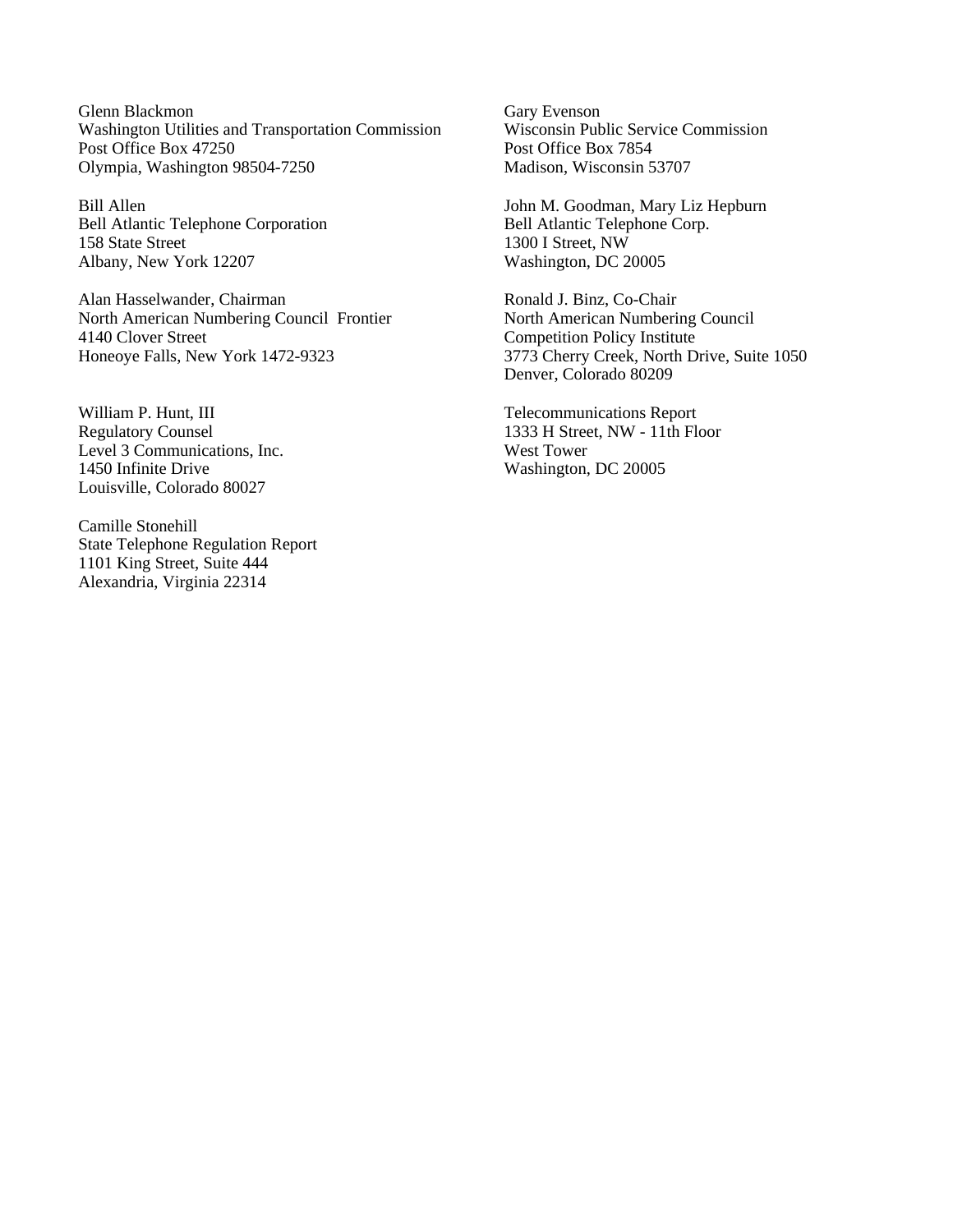Glenn Blackmon
Washington Utilities and Transportation Commission
Post Office Box 47250
Olympia, Washington 98504-7250

Gary Evenson
Wisconsin Public Service Commission
Post Office Box 7854
Madison, Wisconsin 53707

Bill Allen
Bell Atlantic Telephone Corporation
158 State Street
Albany, New York 12207

John M. Goodman, Mary Liz Hepburn
Bell Atlantic Telephone Corp.
1300 I Street, NW
Washington, DC 20005

Alan Hasselwander, Chairman
North American Numbering Council Frontier
4140 Clover Street
Honeoye Falls, New York 1472-9323

Ronald J. Binz, Co-Chair
North American Numbering Council
Competition Policy Institute
3773 Cherry Creek, North Drive, Suite 1050
Denver, Colorado 80209

William P. Hunt, III
Regulatory Counsel
Level 3 Communications, Inc.
1450 Infinite Drive
Louisville, Colorado 80027

Telecommunications Report
1333 H Street, NW - 11th Floor
West Tower
Washington, DC 20005

Camille Stonehill
State Telephone Regulation Report
1101 King Street, Suite 444
Alexandria, Virginia 22314